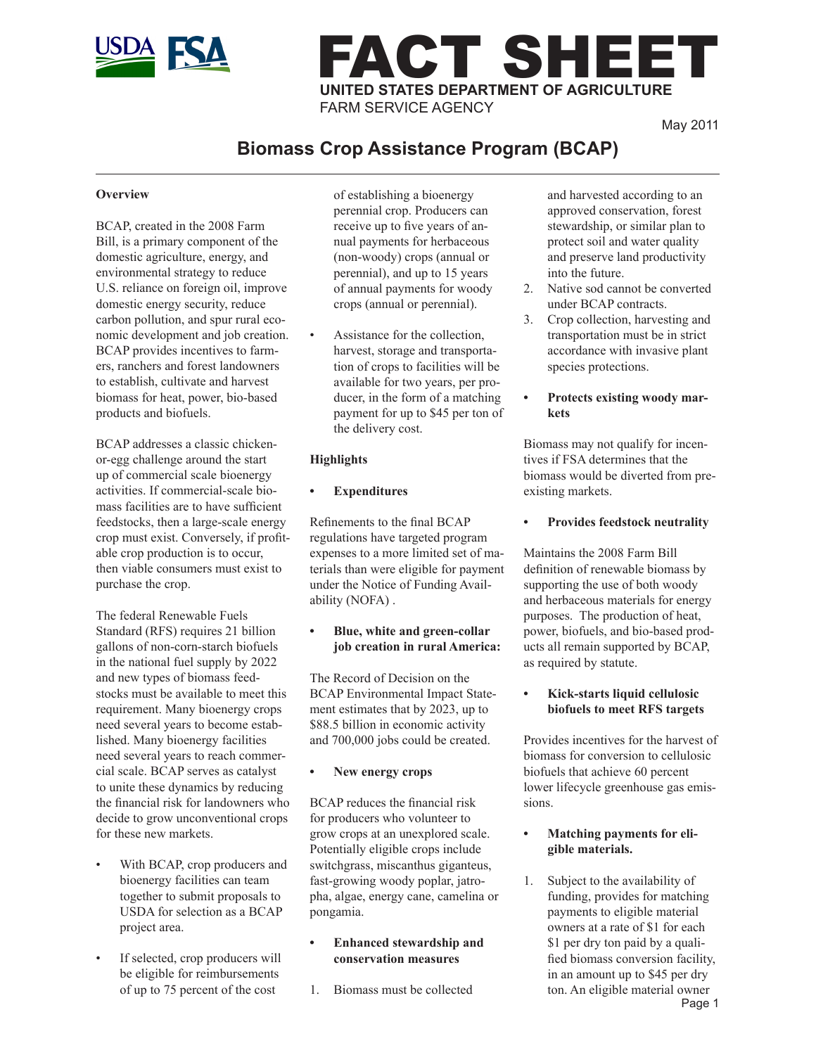# FACT SHEET

**UNITED STATES DEPARTMENT OF AGRICULTURE**
FARM SERVICE AGENCY

May 2011

## Biomass Crop Assistance Program (BCAP)

**Overview**

BCAP, created in the 2008 Farm Bill, is a primary component of the domestic agriculture, energy, and environmental strategy to reduce U.S. reliance on foreign oil, improve domestic energy security, reduce carbon pollution, and spur rural economic development and job creation. BCAP provides incentives to farmers, ranchers and forest landowners to establish, cultivate and harvest biomass for heat, power, bio-based products and biofuels.

BCAP addresses a classic chicken-or-egg challenge around the start up of commercial scale bioenergy activities. If commercial-scale biomass facilities are to have sufficient feedstocks, then a large-scale energy crop must exist. Conversely, if profitable crop production is to occur, then viable consumers must exist to purchase the crop.

The federal Renewable Fuels Standard (RFS) requires 21 billion gallons of non-corn-starch biofuels in the national fuel supply by 2022 and new types of biomass feedstocks must be available to meet this requirement. Many bioenergy crops need several years to become established. Many bioenergy facilities need several years to reach commercial scale. BCAP serves as catalyst to unite these dynamics by reducing the financial risk for landowners who decide to grow unconventional crops for these new markets.

- With BCAP, crop producers and bioenergy facilities can team together to submit proposals to USDA for selection as a BCAP project area.
- If selected, crop producers will be eligible for reimbursements of up to 75 percent of the cost of establishing a bioenergy perennial crop. Producers can receive up to five years of annual payments for herbaceous (non-woody) crops (annual or perennial), and up to 15 years of annual payments for woody crops (annual or perennial).
- Assistance for the collection, harvest, storage and transportation of crops to facilities will be available for two years, per producer, in the form of a matching payment for up to $45 per ton of the delivery cost.

**Highlights**

- **Expenditures**

Refinements to the final BCAP regulations have targeted program expenses to a more limited set of materials than were eligible for payment under the Notice of Funding Availability (NOFA) .

- **Blue, white and green-collar job creation in rural America:**

The Record of Decision on the BCAP Environmental Impact Statement estimates that by 2023, up to $88.5 billion in economic activity and 700,000 jobs could be created.

- **New energy crops**

BCAP reduces the financial risk for producers who volunteer to grow crops at an unexplored scale. Potentially eligible crops include switchgrass, miscanthus giganteus, fast-growing woody poplar, jatropha, algae, energy cane, camelina or pongamia.

- **Enhanced stewardship and conservation measures**

1. Biomass must be collected and harvested according to an approved conservation, forest stewardship, or similar plan to protect soil and water quality and preserve land productivity into the future.
2. Native sod cannot be converted under BCAP contracts.
3. Crop collection, harvesting and transportation must be in strict accordance with invasive plant species protections.

- **Protects existing woody markets**

Biomass may not qualify for incentives if FSA determines that the biomass would be diverted from preexisting markets.

- **Provides feedstock neutrality**

Maintains the 2008 Farm Bill definition of renewable biomass by supporting the use of both woody and herbaceous materials for energy purposes. The production of heat, power, biofuels, and bio-based products all remain supported by BCAP, as required by statute.

- **Kick-starts liquid cellulosic biofuels to meet RFS targets**

Provides incentives for the harvest of biomass for conversion to cellulosic biofuels that achieve 60 percent lower lifecycle greenhouse gas emissions.

- **Matching payments for eligible materials.**

1. Subject to the availability of funding, provides for matching payments to eligible material owners at a rate of $1 for each $1 per dry ton paid by a qualified biomass conversion facility, in an amount up to $45 per dry ton. An eligible material owner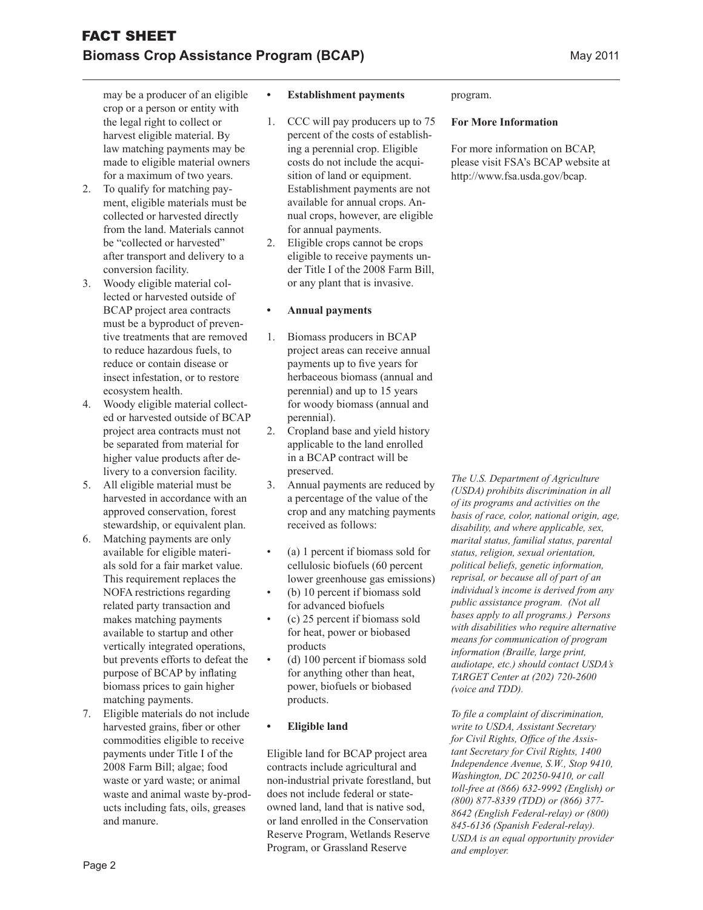may be a producer of an eligible crop or a person or entity with the legal right to collect or harvest eligible material. By law matching payments may be made to eligible material owners for a maximum of two years.

2. To qualify for matching payment, eligible materials must be collected or harvested directly from the land. Materials cannot be "collected or harvested" after transport and delivery to a conversion facility.
3. Woody eligible material collected or harvested outside of BCAP project area contracts must be a byproduct of preventive treatments that are removed to reduce hazardous fuels, to reduce or contain disease or insect infestation, or to restore ecosystem health.
4. Woody eligible material collected or harvested outside of BCAP project area contracts must not be separated from material for higher value products after delivery to a conversion facility.
5. All eligible material must be harvested in accordance with an approved conservation, forest stewardship, or equivalent plan.
6. Matching payments are only available for eligible materials sold for a fair market value. This requirement replaces the NOFA restrictions regarding related party transaction and makes matching payments available to startup and other vertically integrated operations, but prevents efforts to defeat the purpose of BCAP by inflating biomass prices to gain higher matching payments.
7. Eligible materials do not include harvested grains, fiber or other commodities eligible to receive payments under Title I of the 2008 Farm Bill; algae; food waste or yard waste; or animal waste and animal waste by-products including fats, oils, greases and manure.

- **Establishment payments**

1. CCC will pay producers up to 75 percent of the costs of establishing a perennial crop. Eligible costs do not include the acquisition of land or equipment. Establishment payments are not available for annual crops. Annual crops, however, are eligible for annual payments.
2. Eligible crops cannot be crops eligible to receive payments under Title I of the 2008 Farm Bill, or any plant that is invasive.

- **Annual payments**

1. Biomass producers in BCAP project areas can receive annual payments up to five years for herbaceous biomass (annual and perennial) and up to 15 years for woody biomass (annual and perennial).
2. Cropland base and yield history applicable to the land enrolled in a BCAP contract will be preserved.
3. Annual payments are reduced by a percentage of the value of the crop and any matching payments received as follows:

- (a) 1 percent if biomass sold for cellulosic biofuels (60 percent lower greenhouse gas emissions)
- (b) 10 percent if biomass sold for advanced biofuels
- (c) 25 percent if biomass sold for heat, power or biobased products
- (d) 100 percent if biomass sold for anything other than heat, power, biofuels or biobased products.

- **Eligible land**

Eligible land for BCAP project area contracts include agricultural and non-industrial private forestland, but does not include federal or state-owned land, land that is native sod, or land enrolled in the Conservation Reserve Program, Wetlands Reserve Program, or Grassland Reserve program.

**For More Information**

For more information on BCAP, please visit FSA's BCAP website at http://www.fsa.usda.gov/bcap.

*The U.S. Department of Agriculture (USDA) prohibits discrimination in all of its programs and activities on the basis of race, color, national origin, age, disability, and where applicable, sex, marital status, familial status, parental status, religion, sexual orientation, political beliefs, genetic information, reprisal, or because all of part of an individual's income is derived from any public assistance program. (Not all bases apply to all programs.) Persons with disabilities who require alternative means for communication of program information (Braille, large print, audiotape, etc.) should contact USDA's TARGET Center at (202) 720-2600 (voice and TDD).*

*To file a complaint of discrimination, write to USDA, Assistant Secretary for Civil Rights, Office of the Assistant Secretary for Civil Rights, 1400 Independence Avenue, S.W., Stop 9410, Washington, DC 20250-9410, or call toll-free at (866) 632-9992 (English) or (800) 877-8339 (TDD) or (866) 377-8642 (English Federal-relay) or (800) 845-6136 (Spanish Federal-relay). USDA is an equal opportunity provider and employer.*